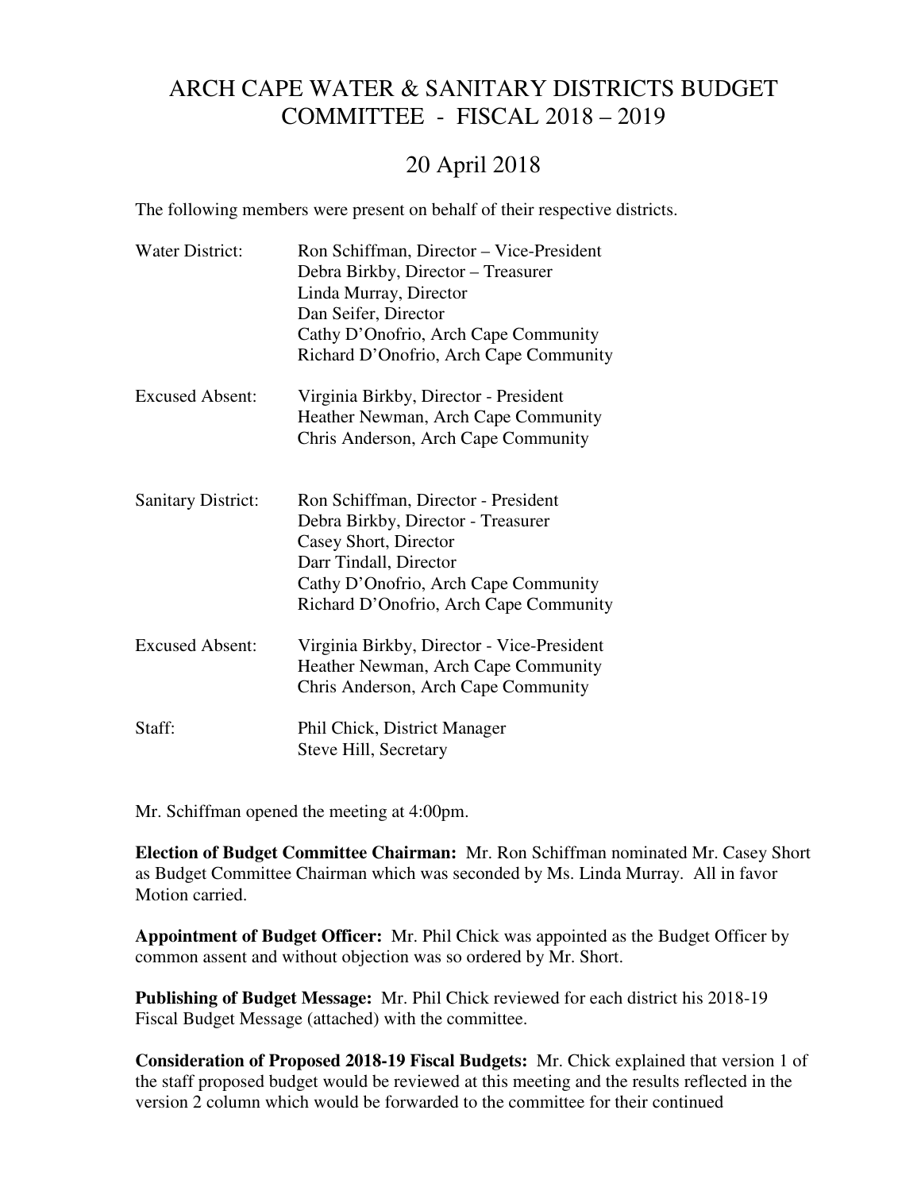# ARCH CAPE WATER & SANITARY DISTRICTS BUDGET COMMITTEE - FISCAL 2018 – 2019

## 20 April 2018

The following members were present on behalf of their respective districts.

| | |
|---|---|
| Water District: | Ron Schiffman, Director – Vice-President |
| | Debra Birkby, Director – Treasurer |
| | Linda Murray, Director |
| | Dan Seifer, Director |
| | Cathy D'Onofrio, Arch Cape Community |
| | Richard D'Onofrio, Arch Cape Community |
| Excused Absent: | Virginia Birkby, Director - President |
| | Heather Newman, Arch Cape Community |
| | Chris Anderson, Arch Cape Community |
| Sanitary District: | Ron Schiffman, Director - President |
| | Debra Birkby, Director - Treasurer |
| | Casey Short, Director |
| | Darr Tindall, Director |
| | Cathy D'Onofrio, Arch Cape Community |
| | Richard D'Onofrio, Arch Cape Community |
| Excused Absent: | Virginia Birkby, Director - Vice-President |
| | Heather Newman, Arch Cape Community |
| | Chris Anderson, Arch Cape Community |
| Staff: | Phil Chick, District Manager |
| | Steve Hill, Secretary |

Mr. Schiffman opened the meeting at 4:00pm.

**Election of Budget Committee Chairman:** Mr. Ron Schiffman nominated Mr. Casey Short as Budget Committee Chairman which was seconded by Ms. Linda Murray. All in favor Motion carried.

**Appointment of Budget Officer:** Mr. Phil Chick was appointed as the Budget Officer by common assent and without objection was so ordered by Mr. Short.

**Publishing of Budget Message:** Mr. Phil Chick reviewed for each district his 2018-19 Fiscal Budget Message (attached) with the committee.

**Consideration of Proposed 2018-19 Fiscal Budgets:** Mr. Chick explained that version 1 of the staff proposed budget would be reviewed at this meeting and the results reflected in the version 2 column which would be forwarded to the committee for their continued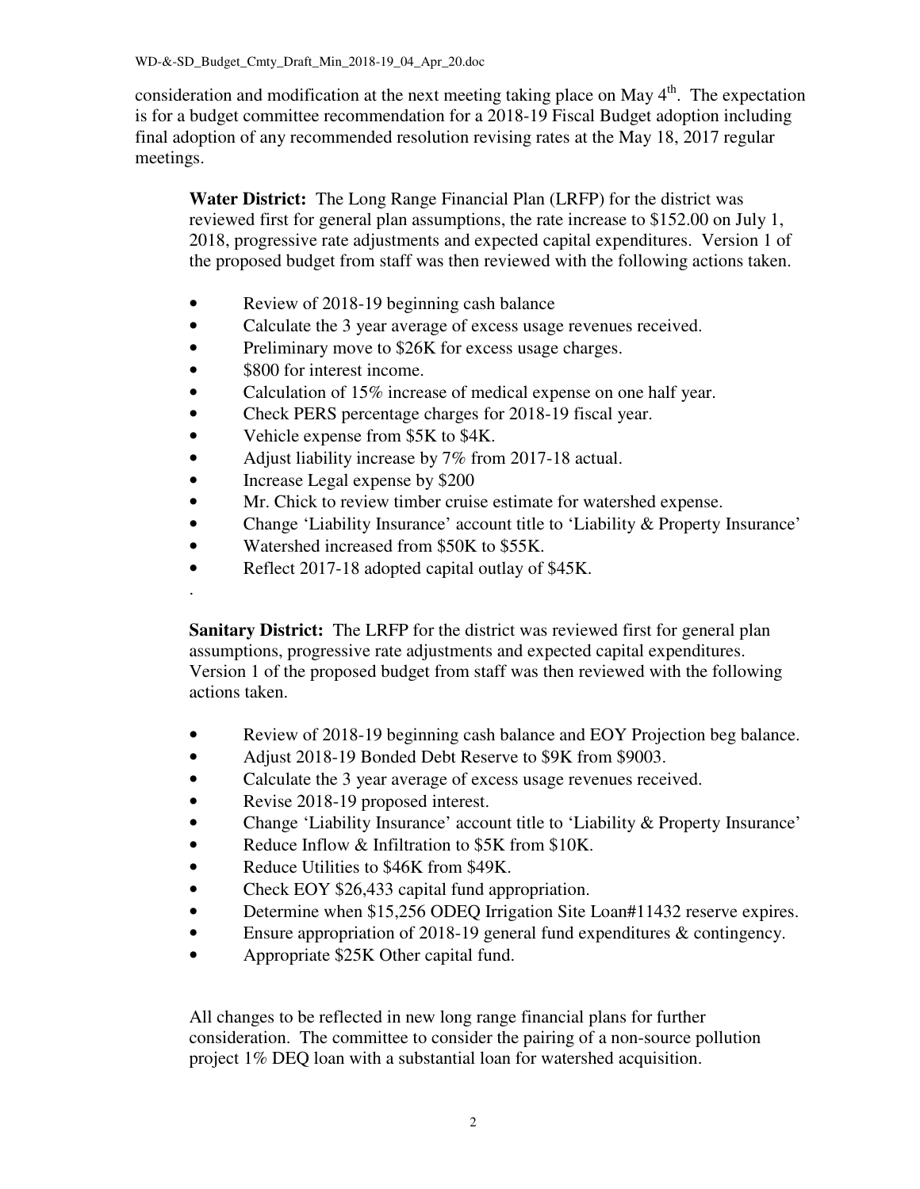consideration and modification at the next meeting taking place on May 4th. The expectation is for a budget committee recommendation for a 2018-19 Fiscal Budget adoption including final adoption of any recommended resolution revising rates at the May 18, 2017 regular meetings.

**Water District:** The Long Range Financial Plan (LRFP) for the district was reviewed first for general plan assumptions, the rate increase to $152.00 on July 1, 2018, progressive rate adjustments and expected capital expenditures. Version 1 of the proposed budget from staff was then reviewed with the following actions taken.

- Review of 2018-19 beginning cash balance
- Calculate the 3 year average of excess usage revenues received.
- Preliminary move to $26K for excess usage charges.
- $800 for interest income.
- Calculation of 15% increase of medical expense on one half year.
- Check PERS percentage charges for 2018-19 fiscal year.
- Vehicle expense from $5K to $4K.
- Adjust liability increase by 7% from 2017-18 actual.
- Increase Legal expense by $200
- Mr. Chick to review timber cruise estimate for watershed expense.
- Change 'Liability Insurance' account title to 'Liability & Property Insurance'
- Watershed increased from $50K to $55K.
- Reflect 2017-18 adopted capital outlay of $45K.

.

**Sanitary District:** The LRFP for the district was reviewed first for general plan assumptions, progressive rate adjustments and expected capital expenditures. Version 1 of the proposed budget from staff was then reviewed with the following actions taken.

- Review of 2018-19 beginning cash balance and EOY Projection beg balance.
- Adjust 2018-19 Bonded Debt Reserve to $9K from $9003.
- Calculate the 3 year average of excess usage revenues received.
- Revise 2018-19 proposed interest.
- Change 'Liability Insurance' account title to 'Liability & Property Insurance'
- Reduce Inflow & Infiltration to $5K from $10K.
- Reduce Utilities to $46K from $49K.
- Check EOY $26,433 capital fund appropriation.
- Determine when $15,256 ODEQ Irrigation Site Loan#11432 reserve expires.
- Ensure appropriation of 2018-19 general fund expenditures & contingency.
- Appropriate $25K Other capital fund.

All changes to be reflected in new long range financial plans for further consideration. The committee to consider the pairing of a non-source pollution project 1% DEQ loan with a substantial loan for watershed acquisition.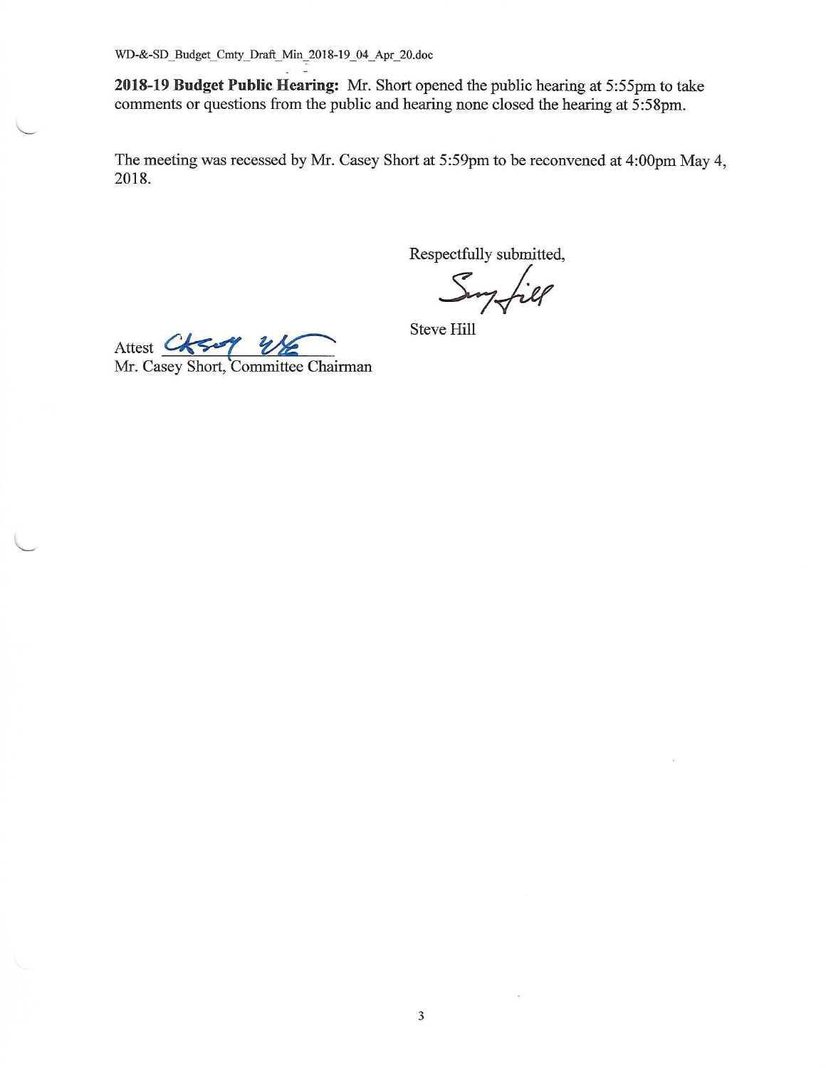**2018-19 Budget Public Hearing:** Mr. Short opened the public hearing at 5:55pm to take comments or questions from the public and hearing none closed the hearing at 5:58pm.

The meeting was recessed by Mr. Casey Short at 5:59pm to be reconvened at 4:00pm May 4, 2018.

Respectfully submitted,

Steve Hill

Attest

Mr. Casey Short, Committee Chairman